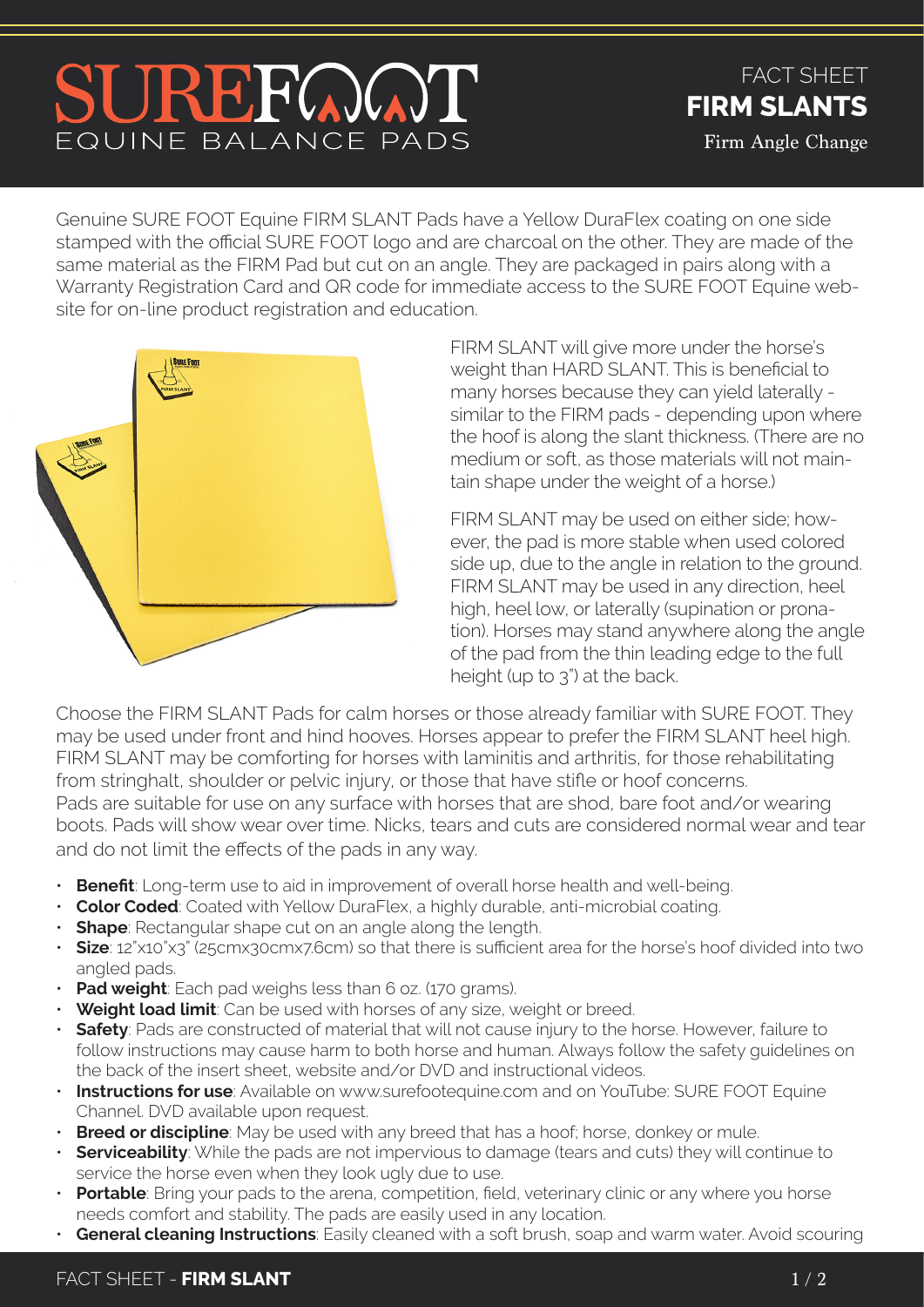# SUREFOOT EQUINE BALANCE PADS

FACT SHEET
## FIRM SLANTS
Firm Angle Change

Genuine SURE FOOT Equine FIRM SLANT Pads have a Yellow DuraFlex coating on one side stamped with the official SURE FOOT logo and are charcoal on the other. They are made of the same material as the FIRM Pad but cut on an angle. They are packaged in pairs along with a Warranty Registration Card and QR code for immediate access to the SURE FOOT Equine website for on-line product registration and education.

FIRM SLANT will give more under the horse's weight than HARD SLANT. This is beneficial to many horses because they can yield laterally - similar to the FIRM pads - depending upon where the hoof is along the slant thickness. (There are no medium or soft, as those materials will not maintain shape under the weight of a horse.)

FIRM SLANT may be used on either side; however, the pad is more stable when used colored side up, due to the angle in relation to the ground. FIRM SLANT may be used in any direction, heel high, heel low, or laterally (supination or pronation). Horses may stand anywhere along the angle of the pad from the thin leading edge to the full height (up to 3") at the back.

Choose the FIRM SLANT Pads for calm horses or those already familiar with SURE FOOT. They may be used under front and hind hooves. Horses appear to prefer the FIRM SLANT heel high. FIRM SLANT may be comforting for horses with laminitis and arthritis, for those rehabilitating from stringhalt, shoulder or pelvic injury, or those that have stifle or hoof concerns.
Pads are suitable for use on any surface with horses that are shod, bare foot and/or wearing boots. Pads will show wear over time. Nicks, tears and cuts are considered normal wear and tear and do not limit the effects of the pads in any way.

- **Benefit**: Long-term use to aid in improvement of overall horse health and well-being.
- **Color Coded**: Coated with Yellow DuraFlex, a highly durable, anti-microbial coating.
- **Shape**: Rectangular shape cut on an angle along the length.
- **Size**: 12"x10"x3" (25cmx30cmx7.6cm) so that there is sufficient area for the horse's hoof divided into two angled pads.
- **Pad weight**: Each pad weighs less than 6 oz. (170 grams).
- **Weight load limit**: Can be used with horses of any size, weight or breed.
- **Safety**: Pads are constructed of material that will not cause injury to the horse. However, failure to follow instructions may cause harm to both horse and human. Always follow the safety guidelines on the back of the insert sheet, website and/or DVD and instructional videos.
- **Instructions for use**: Available on www.surefootequine.com and on YouTube: SURE FOOT Equine Channel. DVD available upon request.
- **Breed or discipline**: May be used with any breed that has a hoof; horse, donkey or mule.
- **Serviceability**: While the pads are not impervious to damage (tears and cuts) they will continue to service the horse even when they look ugly due to use.
- **Portable**: Bring your pads to the arena, competition, field, veterinary clinic or any where you horse needs comfort and stability. The pads are easily used in any location.
- **General cleaning Instructions**: Easily cleaned with a soft brush, soap and warm water. Avoid scouring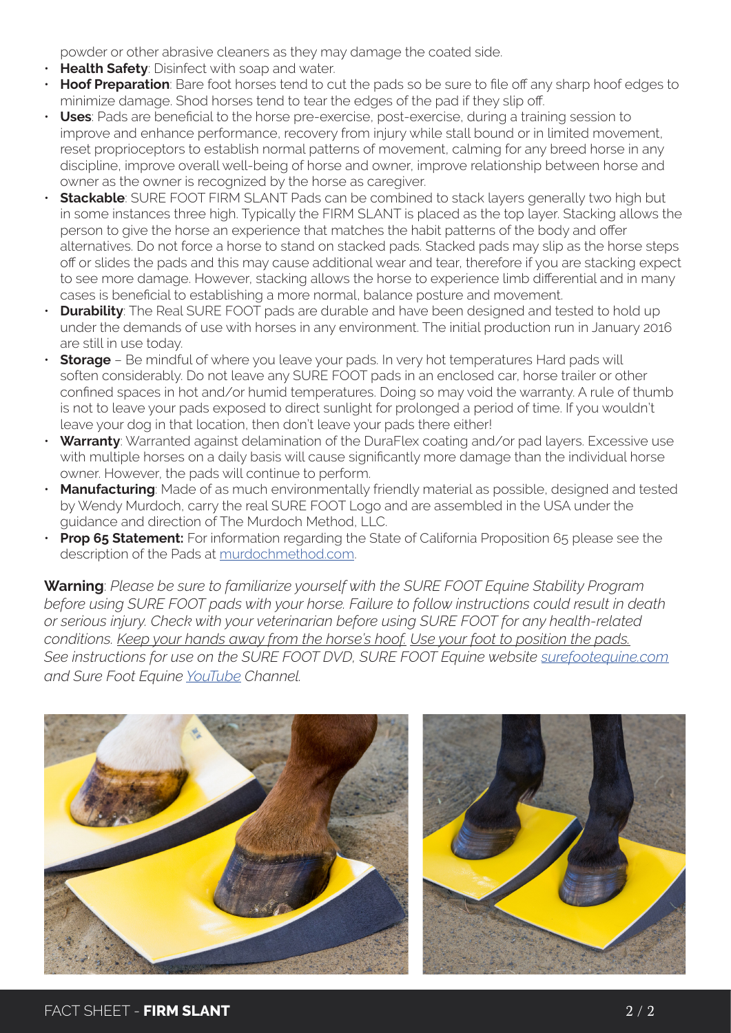powder or other abrasive cleaners as they may damage the coated side.

- **Health Safety**: Disinfect with soap and water.
- **Hoof Preparation**: Bare foot horses tend to cut the pads so be sure to file off any sharp hoof edges to minimize damage. Shod horses tend to tear the edges of the pad if they slip off.
- **Uses**: Pads are beneficial to the horse pre-exercise, post-exercise, during a training session to improve and enhance performance, recovery from injury while stall bound or in limited movement, reset proprioceptors to establish normal patterns of movement, calming for any breed horse in any discipline, improve overall well-being of horse and owner, improve relationship between horse and owner as the owner is recognized by the horse as caregiver.
- **Stackable**: SURE FOOT FIRM SLANT Pads can be combined to stack layers generally two high but in some instances three high. Typically the FIRM SLANT is placed as the top layer. Stacking allows the person to give the horse an experience that matches the habit patterns of the body and offer alternatives. Do not force a horse to stand on stacked pads. Stacked pads may slip as the horse steps off or slides the pads and this may cause additional wear and tear, therefore if you are stacking expect to see more damage. However, stacking allows the horse to experience limb differential and in many cases is beneficial to establishing a more normal, balance posture and movement.
- **Durability**: The Real SURE FOOT pads are durable and have been designed and tested to hold up under the demands of use with horses in any environment. The initial production run in January 2016 are still in use today.
- **Storage** – Be mindful of where you leave your pads. In very hot temperatures Hard pads will soften considerably. Do not leave any SURE FOOT pads in an enclosed car, horse trailer or other confined spaces in hot and/or humid temperatures. Doing so may void the warranty. A rule of thumb is not to leave your pads exposed to direct sunlight for prolonged a period of time. If you wouldn't leave your dog in that location, then don't leave your pads there either!
- **Warranty**: Warranted against delamination of the DuraFlex coating and/or pad layers. Excessive use with multiple horses on a daily basis will cause significantly more damage than the individual horse owner. However, the pads will continue to perform.
- **Manufacturing**: Made of as much environmentally friendly material as possible, designed and tested by Wendy Murdoch, carry the real SURE FOOT Logo and are assembled in the USA under the guidance and direction of The Murdoch Method, LLC.
- **Prop 65 Statement:** For information regarding the State of California Proposition 65 please see the description of the Pads at murdochmethod.com.

**Warning**: *Please be sure to familiarize yourself with the SURE FOOT Equine Stability Program before using SURE FOOT pads with your horse. Failure to follow instructions could result in death or serious injury. Check with your veterinarian before using SURE FOOT for any health-related conditions. Keep your hands away from the horse's hoof. Use your foot to position the pads. See instructions for use on the SURE FOOT DVD, SURE FOOT Equine website surefootequine.com and Sure Foot Equine YouTube Channel.*